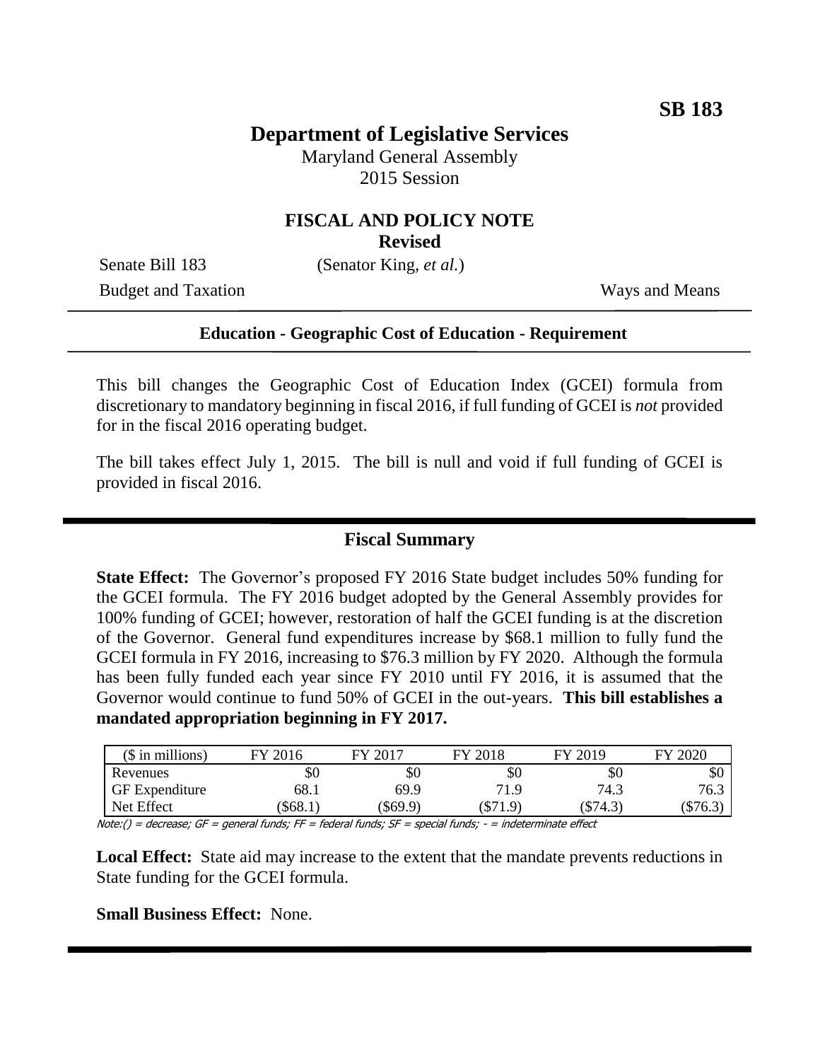**SB 183**

# Department of Legislative Services

Maryland General Assembly
2015 Session

## FISCAL AND POLICY NOTE
**Revised**

Senate Bill 183 (Senator King, *et al.*)
Budget and Taxation Ways and Means

**Education - Geographic Cost of Education - Requirement**

This bill changes the Geographic Cost of Education Index (GCEI) formula from discretionary to mandatory beginning in fiscal 2016, if full funding of GCEI is *not* provided for in the fiscal 2016 operating budget.

The bill takes effect July 1, 2015. The bill is null and void if full funding of GCEI is provided in fiscal 2016.

## Fiscal Summary

**State Effect:** The Governor's proposed FY 2016 State budget includes 50% funding for the GCEI formula. The FY 2016 budget adopted by the General Assembly provides for 100% funding of GCEI; however, restoration of half the GCEI funding is at the discretion of the Governor. General fund expenditures increase by $68.1 million to fully fund the GCEI formula in FY 2016, increasing to $76.3 million by FY 2020. Although the formula has been fully funded each year since FY 2010 until FY 2016, it is assumed that the Governor would continue to fund 50% of GCEI in the out-years. **This bill establishes a mandated appropriation beginning in FY 2017.**

| ($ in millions) | FY 2016 | FY 2017 | FY 2018 | FY 2019 | FY 2020 |
|---|---|---|---|---|---|
| Revenues | $0 | $0 | $0 | $0 | $0 |
| GF Expenditure | 68.1 | 69.9 | 71.9 | 74.3 | 76.3 |
| Net Effect | ($68.1) | ($69.9) | ($71.9) | ($74.3) | ($76.3) |

Note:() = decrease; GF = general funds; FF = federal funds; SF = special funds; - = indeterminate effect

**Local Effect:** State aid may increase to the extent that the mandate prevents reductions in State funding for the GCEI formula.

**Small Business Effect:** None.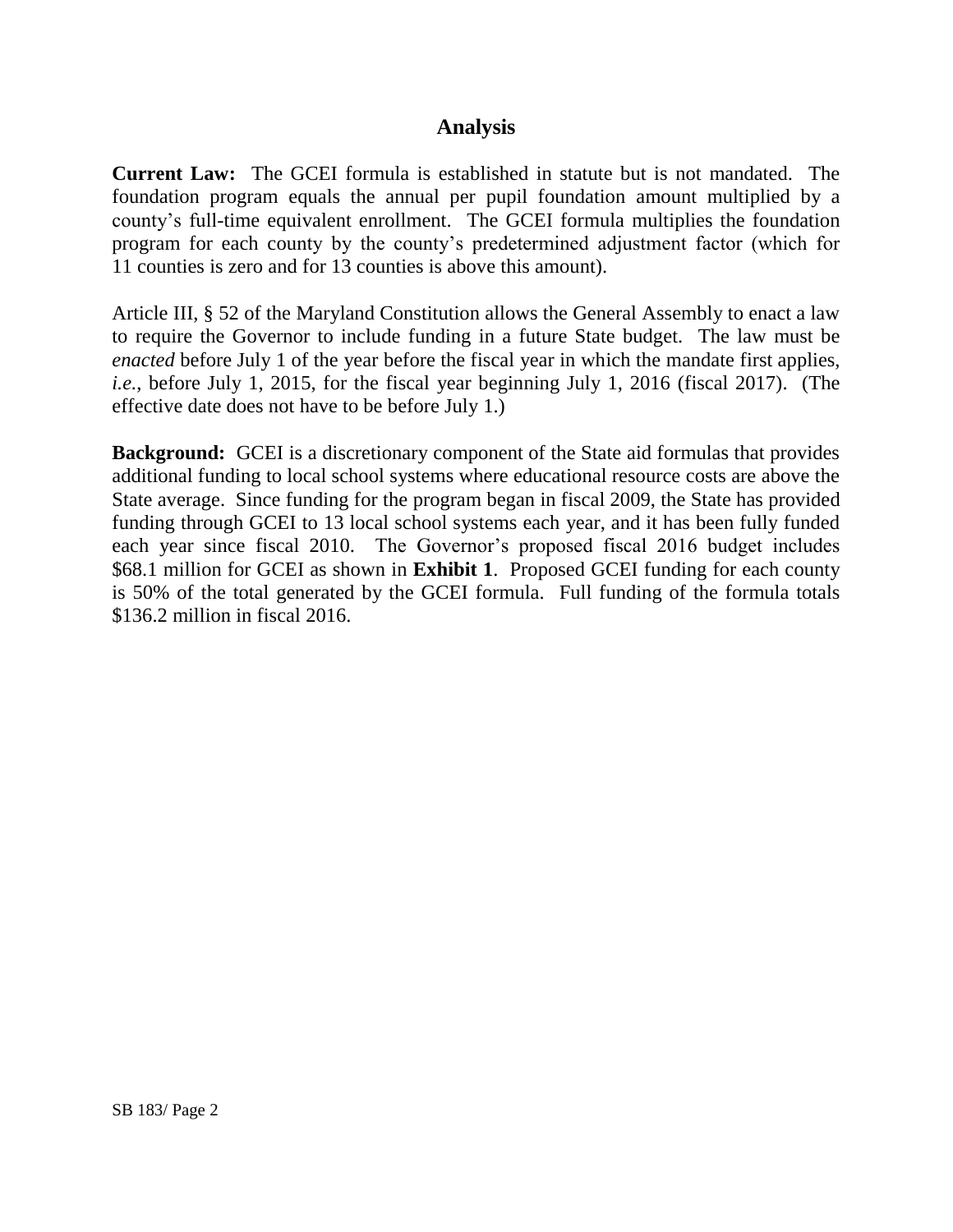## Analysis

**Current Law:** The GCEI formula is established in statute but is not mandated. The foundation program equals the annual per pupil foundation amount multiplied by a county's full-time equivalent enrollment. The GCEI formula multiplies the foundation program for each county by the county's predetermined adjustment factor (which for 11 counties is zero and for 13 counties is above this amount).

Article III, § 52 of the Maryland Constitution allows the General Assembly to enact a law to require the Governor to include funding in a future State budget. The law must be *enacted* before July 1 of the year before the fiscal year in which the mandate first applies, *i.e.*, before July 1, 2015, for the fiscal year beginning July 1, 2016 (fiscal 2017). (The effective date does not have to be before July 1.)

**Background:** GCEI is a discretionary component of the State aid formulas that provides additional funding to local school systems where educational resource costs are above the State average. Since funding for the program began in fiscal 2009, the State has provided funding through GCEI to 13 local school systems each year, and it has been fully funded each year since fiscal 2010. The Governor's proposed fiscal 2016 budget includes $68.1 million for GCEI as shown in **Exhibit 1**. Proposed GCEI funding for each county is 50% of the total generated by the GCEI formula. Full funding of the formula totals $136.2 million in fiscal 2016.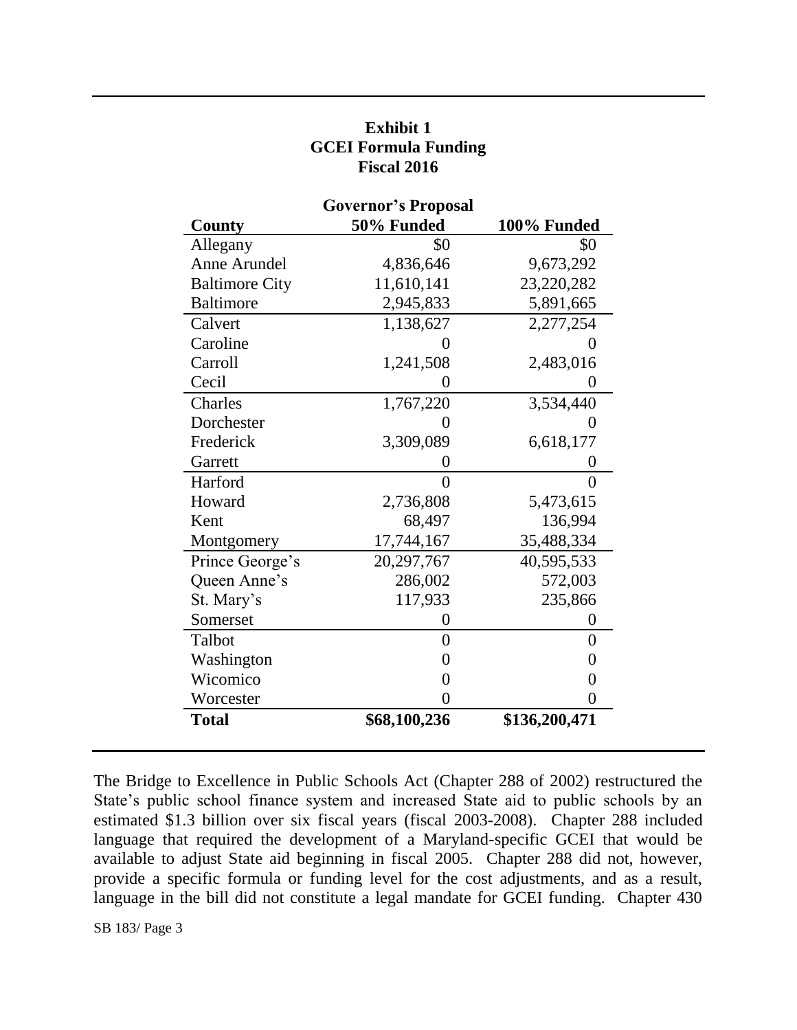**Exhibit 1**
**GCEI Formula Funding**
**Fiscal 2016**

| | Governor's Proposal | |
|---|---|---|
| **County** | **50% Funded** | **100% Funded** |
| Allegany | $0 | $0 |
| Anne Arundel | 4,836,646 | 9,673,292 |
| Baltimore City | 11,610,141 | 23,220,282 |
| Baltimore | 2,945,833 | 5,891,665 |
| Calvert | 1,138,627 | 2,277,254 |
| Caroline | 0 | 0 |
| Carroll | 1,241,508 | 2,483,016 |
| Cecil | 0 | 0 |
| Charles | 1,767,220 | 3,534,440 |
| Dorchester | 0 | 0 |
| Frederick | 3,309,089 | 6,618,177 |
| Garrett | 0 | 0 |
| Harford | 0 | 0 |
| Howard | 2,736,808 | 5,473,615 |
| Kent | 68,497 | 136,994 |
| Montgomery | 17,744,167 | 35,488,334 |
| Prince George's | 20,297,767 | 40,595,533 |
| Queen Anne's | 286,002 | 572,003 |
| St. Mary's | 117,933 | 235,866 |
| Somerset | 0 | 0 |
| Talbot | 0 | 0 |
| Washington | 0 | 0 |
| Wicomico | 0 | 0 |
| Worcester | 0 | 0 |
| **Total** | **$68,100,236** | **$136,200,471** |

The Bridge to Excellence in Public Schools Act (Chapter 288 of 2002) restructured the State's public school finance system and increased State aid to public schools by an estimated $1.3 billion over six fiscal years (fiscal 2003-2008). Chapter 288 included language that required the development of a Maryland-specific GCEI that would be available to adjust State aid beginning in fiscal 2005. Chapter 288 did not, however, provide a specific formula or funding level for the cost adjustments, and as a result, language in the bill did not constitute a legal mandate for GCEI funding. Chapter 430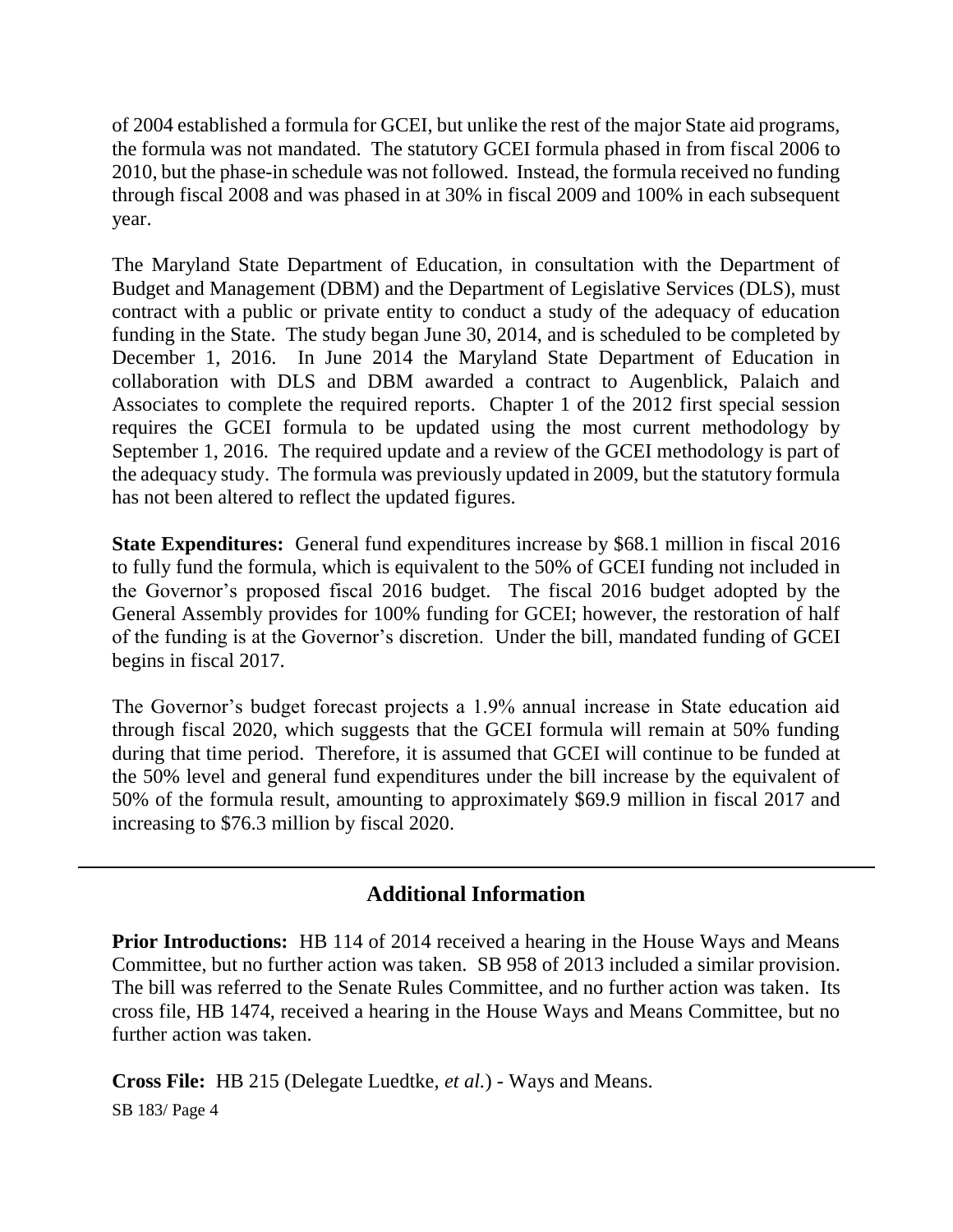of 2004 established a formula for GCEI, but unlike the rest of the major State aid programs, the formula was not mandated. The statutory GCEI formula phased in from fiscal 2006 to 2010, but the phase-in schedule was not followed. Instead, the formula received no funding through fiscal 2008 and was phased in at 30% in fiscal 2009 and 100% in each subsequent year.

The Maryland State Department of Education, in consultation with the Department of Budget and Management (DBM) and the Department of Legislative Services (DLS), must contract with a public or private entity to conduct a study of the adequacy of education funding in the State. The study began June 30, 2014, and is scheduled to be completed by December 1, 2016. In June 2014 the Maryland State Department of Education in collaboration with DLS and DBM awarded a contract to Augenblick, Palaich and Associates to complete the required reports. Chapter 1 of the 2012 first special session requires the GCEI formula to be updated using the most current methodology by September 1, 2016. The required update and a review of the GCEI methodology is part of the adequacy study. The formula was previously updated in 2009, but the statutory formula has not been altered to reflect the updated figures.

**State Expenditures:** General fund expenditures increase by $68.1 million in fiscal 2016 to fully fund the formula, which is equivalent to the 50% of GCEI funding not included in the Governor's proposed fiscal 2016 budget. The fiscal 2016 budget adopted by the General Assembly provides for 100% funding for GCEI; however, the restoration of half of the funding is at the Governor's discretion. Under the bill, mandated funding of GCEI begins in fiscal 2017.

The Governor's budget forecast projects a 1.9% annual increase in State education aid through fiscal 2020, which suggests that the GCEI formula will remain at 50% funding during that time period. Therefore, it is assumed that GCEI will continue to be funded at the 50% level and general fund expenditures under the bill increase by the equivalent of 50% of the formula result, amounting to approximately $69.9 million in fiscal 2017 and increasing to $76.3 million by fiscal 2020.

---

## Additional Information

**Prior Introductions:** HB 114 of 2014 received a hearing in the House Ways and Means Committee, but no further action was taken. SB 958 of 2013 included a similar provision. The bill was referred to the Senate Rules Committee, and no further action was taken. Its cross file, HB 1474, received a hearing in the House Ways and Means Committee, but no further action was taken.

**Cross File:** HB 215 (Delegate Luedtke, *et al.*) - Ways and Means.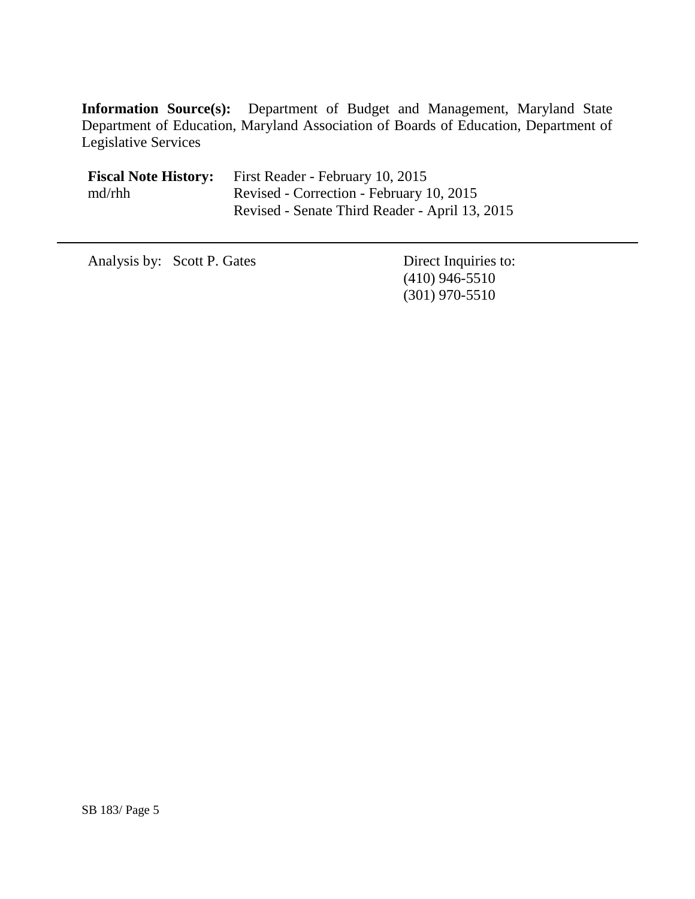**Information Source(s):** Department of Budget and Management, Maryland State Department of Education, Maryland Association of Boards of Education, Department of Legislative Services

| | |
|---|---|
| **Fiscal Note History:** | First Reader - February 10, 2015 |
| md/rhh | Revised - Correction - February 10, 2015 |
| | Revised - Senate Third Reader - April 13, 2015 |

---

Analysis by: Scott P. Gates

Direct Inquiries to:
(410) 946-5510
(301) 970-5510